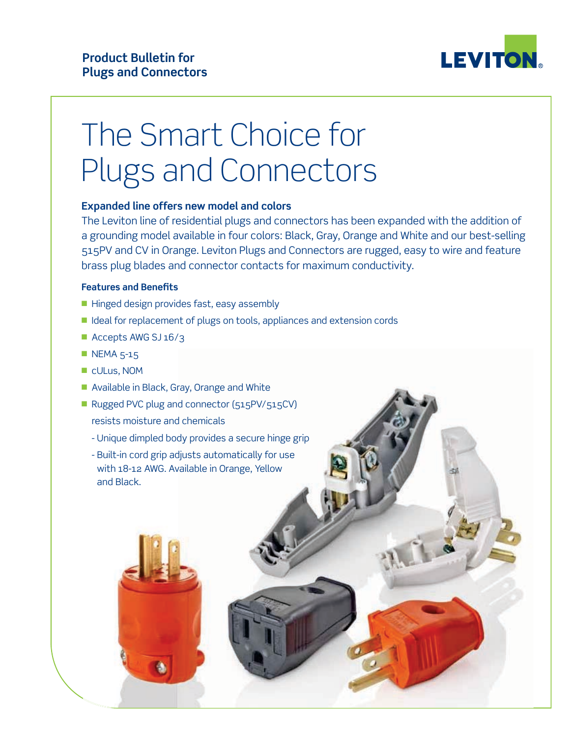**Product Bulletin for Plugs and Connectors**

LEVITON

# The Smart Choice for Plugs and Connectors

### Expanded line offers new model and colors

The Leviton line of residential plugs and connectors has been expanded with the addition of a grounding model available in four colors: Black, Gray, Orange and White and our best-selling 515PV and CV in Orange. Leviton Plugs and Connectors are rugged, easy to wire and feature brass plug blades and connector contacts for maximum conductivity.

#### Features and Benefits

- Hinged design provides fast, easy assembly
- Ideal for replacement of plugs on tools, appliances and extension cords
- Accepts AWG SJ 16/3
- NEMA 5-15
- cULus, NOM
- Available in Black, Gray, Orange and White
- Rugged PVC plug and connector (515PV/515CV) resists moisture and chemicals
  - Unique dimpled body provides a secure hinge grip
  - Built-in cord grip adjusts automatically for use with 18-12 AWG. Available in Orange, Yellow and Black.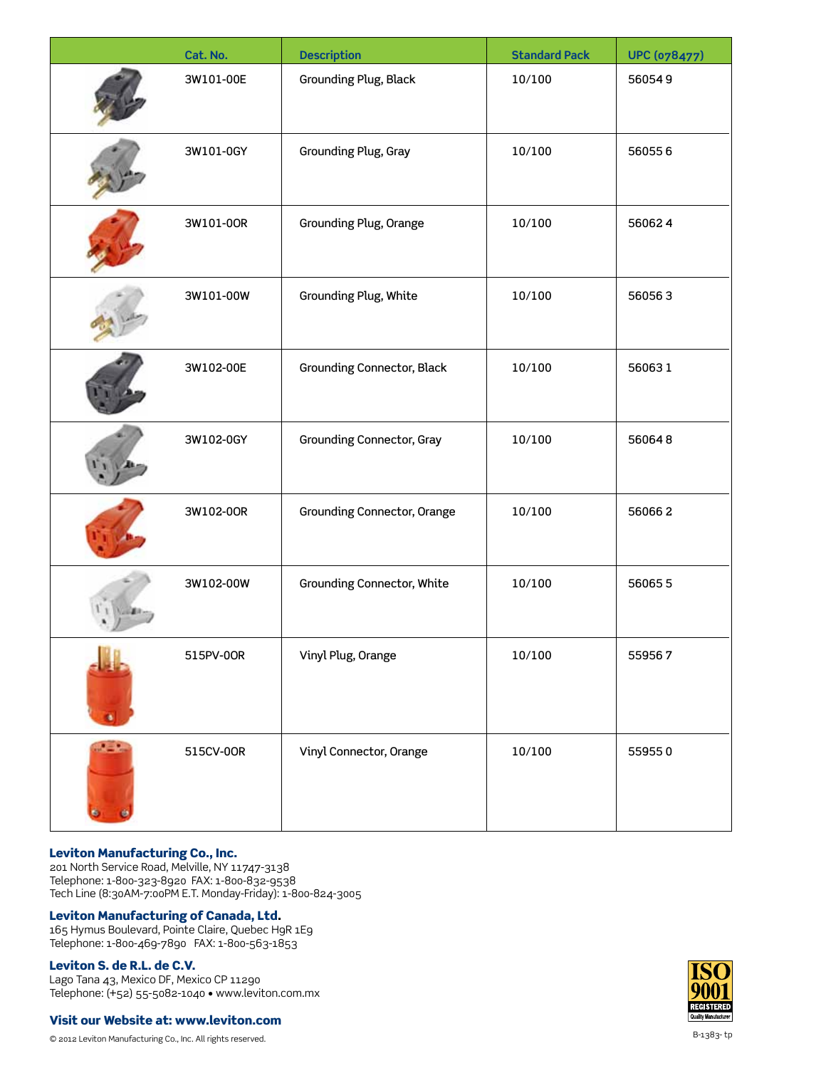| | Cat. No. | Description | Standard Pack | UPC (078477) |
|---|---|---|---|---|
| | 3W101-00E | Grounding Plug, Black | 10/100 | 56054 9 |
| | 3W101-0GY | Grounding Plug, Gray | 10/100 | 56055 6 |
| | 3W101-0OR | Grounding Plug, Orange | 10/100 | 56062 4 |
| | 3W101-00W | Grounding Plug, White | 10/100 | 56056 3 |
| | 3W102-00E | Grounding Connector, Black | 10/100 | 56063 1 |
| | 3W102-0GY | Grounding Connector, Gray | 10/100 | 56064 8 |
| | 3W102-0OR | Grounding Connector, Orange | 10/100 | 56066 2 |
| | 3W102-00W | Grounding Connector, White | 10/100 | 56065 5 |
| | 515PV-0OR | Vinyl Plug, Orange | 10/100 | 55956 7 |
| | 515CV-0OR | Vinyl Connector, Orange | 10/100 | 55955 0 |

**Leviton Manufacturing Co., Inc.**
201 North Service Road, Melville, NY 11747-3138
Telephone: 1-800-323-8920 FAX: 1-800-832-9538
Tech Line (8:30AM-7:00PM E.T. Monday-Friday): 1-800-824-3005

**Leviton Manufacturing of Canada, Ltd.**
165 Hymus Boulevard, Pointe Claire, Quebec H9R 1E9
Telephone: 1-800-469-7890 FAX: 1-800-563-1853

**Leviton S. de R.L. de C.V.**
Lago Tana 43, Mexico DF, Mexico CP 11290
Telephone: (+52) 55-5082-1040 • www.leviton.com.mx

**Visit our Website at: www.leviton.com**

© 2012 Leviton Manufacturing Co., Inc. All rights reserved.

ISO 9001 REGISTERED Quality Manufacturer

B-1383- tp